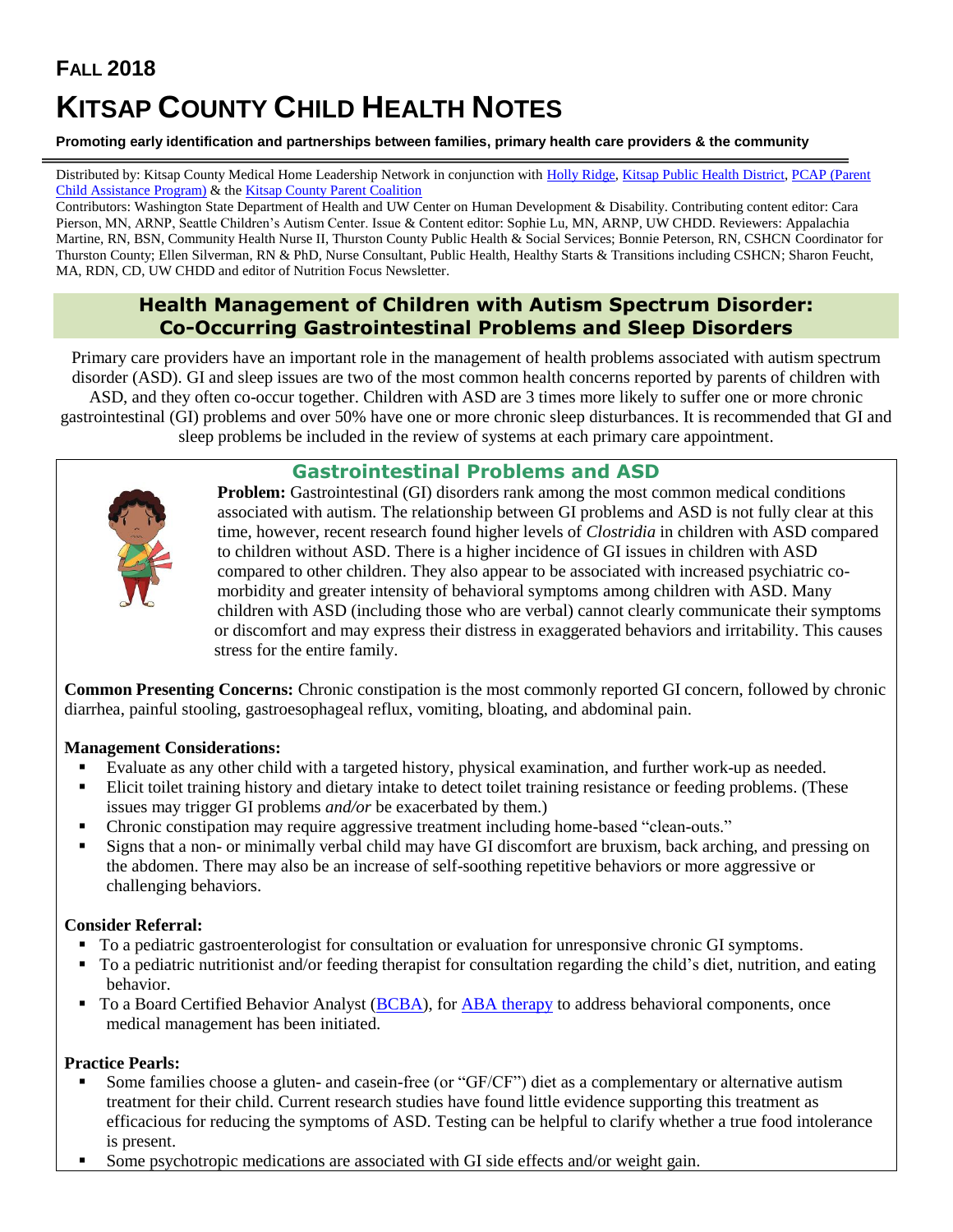# FALL 2018

# KITSAP COUNTY CHILD HEALTH NOTES

**Promoting early identification and partnerships between families, primary health care providers & the community**

Distributed by: Kitsap County Medical Home Leadership Network in conjunction with Holly Ridge, Kitsap Public Health District, PCAP (Parent Child Assistance Program) & the Kitsap County Parent Coalition

Contributors: Washington State Department of Health and UW Center on Human Development & Disability. Contributing content editor: Cara Pierson, MN, ARNP, Seattle Children's Autism Center. Issue & Content editor: Sophie Lu, MN, ARNP, UW CHDD. Reviewers: Appalachia Martine, RN, BSN, Community Health Nurse II, Thurston County Public Health & Social Services; Bonnie Peterson, RN, CSHCN Coordinator for Thurston County; Ellen Silverman, RN & PhD, Nurse Consultant, Public Health, Healthy Starts & Transitions including CSHCN; Sharon Feucht, MA, RDN, CD, UW CHDD and editor of Nutrition Focus Newsletter.

## Health Management of Children with Autism Spectrum Disorder: Co-Occurring Gastrointestinal Problems and Sleep Disorders

Primary care providers have an important role in the management of health problems associated with autism spectrum disorder (ASD). GI and sleep issues are two of the most common health concerns reported by parents of children with ASD, and they often co-occur together. Children with ASD are 3 times more likely to suffer one or more chronic gastrointestinal (GI) problems and over 50% have one or more chronic sleep disturbances. It is recommended that GI and sleep problems be included in the review of systems at each primary care appointment.

### Gastrointestinal Problems and ASD

**Problem:** Gastrointestinal (GI) disorders rank among the most common medical conditions associated with autism. The relationship between GI problems and ASD is not fully clear at this time, however, recent research found higher levels of *Clostridia* in children with ASD compared to children without ASD. There is a higher incidence of GI issues in children with ASD compared to other children. They also appear to be associated with increased psychiatric co-morbidity and greater intensity of behavioral symptoms among children with ASD. Many children with ASD (including those who are verbal) cannot clearly communicate their symptoms or discomfort and may express their distress in exaggerated behaviors and irritability. This causes stress for the entire family.

**Common Presenting Concerns:** Chronic constipation is the most commonly reported GI concern, followed by chronic diarrhea, painful stooling, gastroesophageal reflux, vomiting, bloating, and abdominal pain.

**Management Considerations:**

- Evaluate as any other child with a targeted history, physical examination, and further work-up as needed.
- Elicit toilet training history and dietary intake to detect toilet training resistance or feeding problems. (These issues may trigger GI problems *and/or* be exacerbated by them.)
- Chronic constipation may require aggressive treatment including home-based "clean-outs."
- Signs that a non- or minimally verbal child may have GI discomfort are bruxism, back arching, and pressing on the abdomen. There may also be an increase of self-soothing repetitive behaviors or more aggressive or challenging behaviors.

**Consider Referral:**

- To a pediatric gastroenterologist for consultation or evaluation for unresponsive chronic GI symptoms.
- To a pediatric nutritionist and/or feeding therapist for consultation regarding the child's diet, nutrition, and eating behavior.
- To a Board Certified Behavior Analyst (BCBA), for ABA therapy to address behavioral components, once medical management has been initiated.

**Practice Pearls:**

- Some families choose a gluten- and casein-free (or "GF/CF") diet as a complementary or alternative autism treatment for their child. Current research studies have found little evidence supporting this treatment as efficacious for reducing the symptoms of ASD. Testing can be helpful to clarify whether a true food intolerance is present.
- Some psychotropic medications are associated with GI side effects and/or weight gain.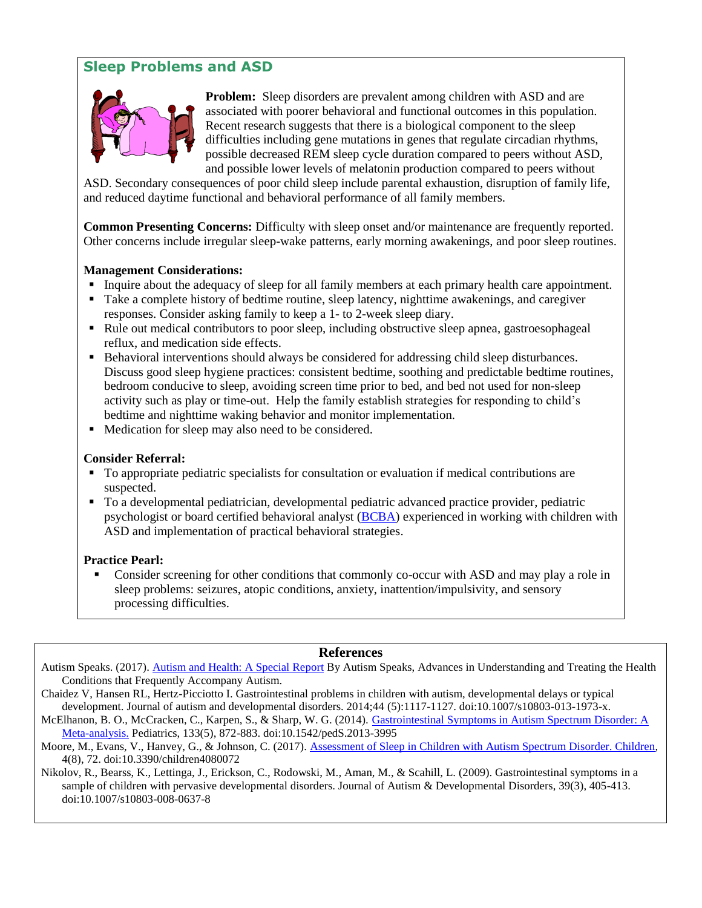## Sleep Problems and ASD

**Problem:** Sleep disorders are prevalent among children with ASD and are associated with poorer behavioral and functional outcomes in this population. Recent research suggests that there is a biological component to the sleep difficulties including gene mutations in genes that regulate circadian rhythms, possible decreased REM sleep cycle duration compared to peers without ASD, and possible lower levels of melatonin production compared to peers without ASD. Secondary consequences of poor child sleep include parental exhaustion, disruption of family life, and reduced daytime functional and behavioral performance of all family members.

**Common Presenting Concerns:** Difficulty with sleep onset and/or maintenance are frequently reported. Other concerns include irregular sleep-wake patterns, early morning awakenings, and poor sleep routines.

**Management Considerations:**

- Inquire about the adequacy of sleep for all family members at each primary health care appointment.
- Take a complete history of bedtime routine, sleep latency, nighttime awakenings, and caregiver responses. Consider asking family to keep a 1- to 2-week sleep diary.
- Rule out medical contributors to poor sleep, including obstructive sleep apnea, gastroesophageal reflux, and medication side effects.
- Behavioral interventions should always be considered for addressing child sleep disturbances. Discuss good sleep hygiene practices: consistent bedtime, soothing and predictable bedtime routines, bedroom conducive to sleep, avoiding screen time prior to bed, and bed not used for non-sleep activity such as play or time-out. Help the family establish strategies for responding to child's bedtime and nighttime waking behavior and monitor implementation.
- Medication for sleep may also need to be considered.

**Consider Referral:**

- To appropriate pediatric specialists for consultation or evaluation if medical contributions are suspected.
- To a developmental pediatrician, developmental pediatric advanced practice provider, pediatric psychologist or board certified behavioral analyst (BCBA) experienced in working with children with ASD and implementation of practical behavioral strategies.

**Practice Pearl:**

- Consider screening for other conditions that commonly co-occur with ASD and may play a role in sleep problems: seizures, atopic conditions, anxiety, inattention/impulsivity, and sensory processing difficulties.

### References

Autism Speaks. (2017). Autism and Health: A Special Report By Autism Speaks, Advances in Understanding and Treating the Health Conditions that Frequently Accompany Autism.

Chaidez V, Hansen RL, Hertz-Picciotto I. Gastrointestinal problems in children with autism, developmental delays or typical development. Journal of autism and developmental disorders. 2014;44 (5):1117-1127. doi:10.1007/s10803-013-1973-x.

McElhanon, B. O., McCracken, C., Karpen, S., & Sharp, W. G. (2014). Gastrointestinal Symptoms in Autism Spectrum Disorder: A Meta-analysis. Pediatrics, 133(5), 872-883. doi:10.1542/pedS.2013-3995

Moore, M., Evans, V., Hanvey, G., & Johnson, C. (2017). Assessment of Sleep in Children with Autism Spectrum Disorder. Children, 4(8), 72. doi:10.3390/children4080072

Nikolov, R., Bearss, K., Lettinga, J., Erickson, C., Rodowski, M., Aman, M., & Scahill, L. (2009). Gastrointestinal symptoms in a sample of children with pervasive developmental disorders. Journal of Autism & Developmental Disorders, 39(3), 405-413. doi:10.1007/s10803-008-0637-8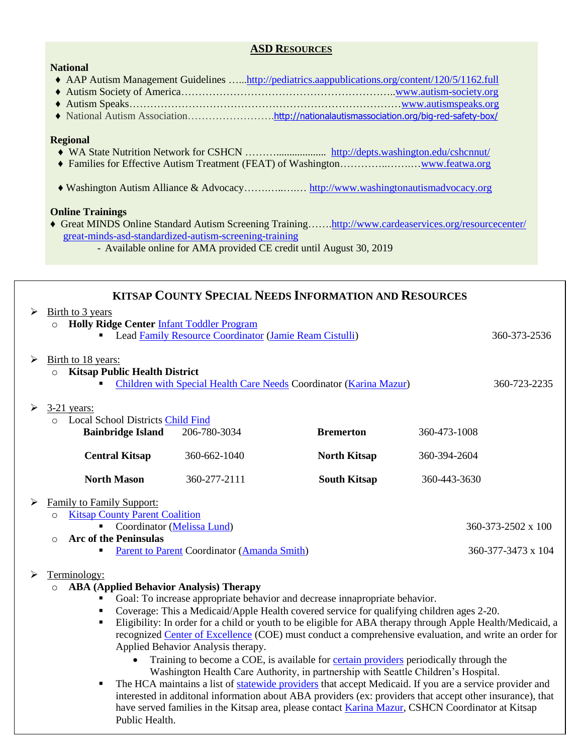## ASD Resources

**National**

- AAP Autism Management Guidelines …...http://pediatrics.aappublications.org/content/120/5/1162.full
- Autism Society of America……………………………………………………..www.autism-society.org
- Autism Speaks……………………………………………………………………www.autismspeaks.org
- National Autism Association…………………….http://nationalautismassociation.org/big-red-safety-box/

**Regional**

- WA State Nutrition Network for CSHCN ………................... http://depts.washington.edu/cshcnnut/
- Families for Effective Autism Treatment (FEAT) of Washington…………..……..…www.featwa.org
- Washington Autism Alliance & Advocacy………..….… http://www.washingtonautismadvocacy.org

**Online Trainings**

- Great MINDS Online Standard Autism Screening Training…….http://www.cardeaservices.org/resourcecenter/great-minds-asd-standardized-autism-screening-training
  - Available online for AMA provided CE credit until August 30, 2019

## Kitsap County Special Needs Information and Resources

- Birth to 3 years
  - **Holly Ridge Center** Infant Toddler Program
    - Lead Family Resource Coordinator (Jamie Ream Cistulli) 360-373-2536
- Birth to 18 years:
  - **Kitsap Public Health District**
    - Children with Special Health Care Needs Coordinator (Karina Mazur) 360-723-2235
- 3-21 years:
  - Local School Districts Child Find

| | | | |
|---|---|---|---|
| **Bainbridge Island** | 206-780-3034 | **Bremerton** | 360-473-1008 |
| **Central Kitsap** | 360-662-1040 | **North Kitsap** | 360-394-2604 |
| **North Mason** | 360-277-2111 | **South Kitsap** | 360-443-3630 |

- Family to Family Support:
  - Kitsap County Parent Coalition
    - Coordinator (Melissa Lund) 360-373-2502 x 100
  - **Arc of the Peninsulas**
    - Parent to Parent Coordinator (Amanda Smith) 360-377-3473 x 104
- Terminology:
  - **ABA (Applied Behavior Analysis) Therapy**
    - Goal: To increase appropriate behavior and decrease innapropriate behavior.
    - Coverage: This a Medicaid/Apple Health covered service for qualifying children ages 2-20.
    - Eligibility: In order for a child or youth to be eligible for ABA therapy through Apple Health/Medicaid, a recognized Center of Excellence (COE) must conduct a comprehensive evaluation, and write an order for Applied Behavior Analysis therapy.
      - Training to become a COE, is available for certain providers periodically through the Washington Health Care Authority, in partnership with Seattle Children's Hospital.
    - The HCA maintains a list of statewide providers that accept Medicaid. If you are a service provider and interested in additonal information about ABA providers (ex: providers that accept other insurance), that have served families in the Kitsap area, please contact Karina Mazur, CSHCN Coordinator at Kitsap Public Health.